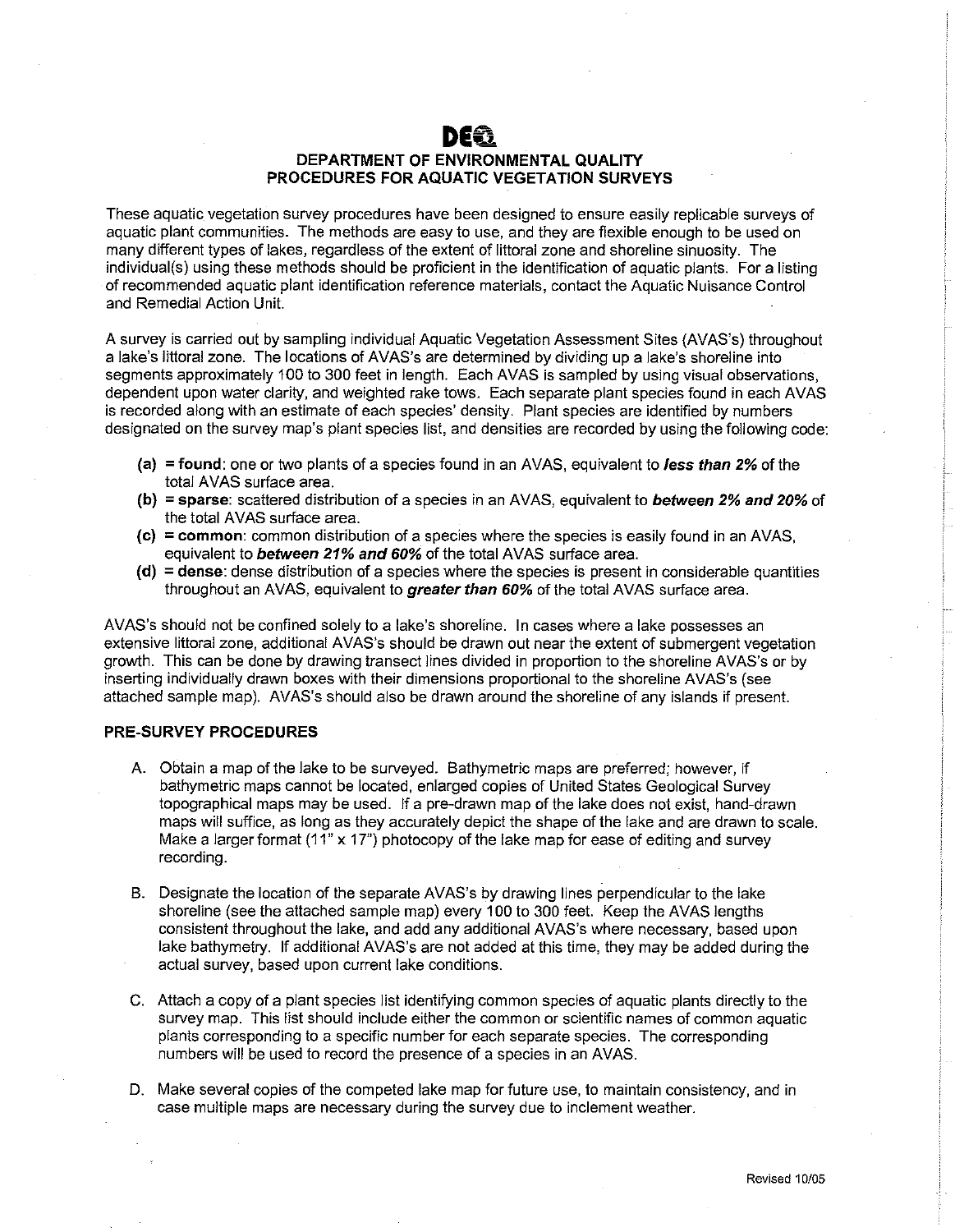DEQ

# DEPARTMENT OF ENVIRONMENTAL QUALITY
## PROCEDURES FOR AQUATIC VEGETATION SURVEYS

These aquatic vegetation survey procedures have been designed to ensure easily replicable surveys of aquatic plant communities. The methods are easy to use, and they are flexible enough to be used on many different types of lakes, regardless of the extent of littoral zone and shoreline sinuosity. The individual(s) using these methods should be proficient in the identification of aquatic plants. For a listing of recommended aquatic plant identification reference materials, contact the Aquatic Nuisance Control and Remedial Action Unit.

A survey is carried out by sampling individual Aquatic Vegetation Assessment Sites (AVAS's) throughout a lake's littoral zone. The locations of AVAS's are determined by dividing up a lake's shoreline into segments approximately 100 to 300 feet in length. Each AVAS is sampled by using visual observations, dependent upon water clarity, and weighted rake tows. Each separate plant species found in each AVAS is recorded along with an estimate of each species' density. Plant species are identified by numbers designated on the survey map's plant species list, and densities are recorded by using the following code:

- **(a) = found**: one or two plants of a species found in an AVAS, equivalent to ***less than 2%*** of the total AVAS surface area.
- **(b) = sparse**: scattered distribution of a species in an AVAS, equivalent to ***between 2% and 20%*** of the total AVAS surface area.
- **(c) = common**: common distribution of a species where the species is easily found in an AVAS, equivalent to ***between 21% and 60%*** of the total AVAS surface area.
- **(d) = dense**: dense distribution of a species where the species is present in considerable quantities throughout an AVAS, equivalent to ***greater than 60%*** of the total AVAS surface area.

AVAS's should not be confined solely to a lake's shoreline. In cases where a lake possesses an extensive littoral zone, additional AVAS's should be drawn out near the extent of submergent vegetation growth. This can be done by drawing transect lines divided in proportion to the shoreline AVAS's or by inserting individually drawn boxes with their dimensions proportional to the shoreline AVAS's (see attached sample map). AVAS's should also be drawn around the shoreline of any islands if present.

### PRE-SURVEY PROCEDURES

A. Obtain a map of the lake to be surveyed. Bathymetric maps are preferred; however, if bathymetric maps cannot be located, enlarged copies of United States Geological Survey topographical maps may be used. If a pre-drawn map of the lake does not exist, hand-drawn maps will suffice, as long as they accurately depict the shape of the lake and are drawn to scale. Make a larger format (11" x 17") photocopy of the lake map for ease of editing and survey recording.

B. Designate the location of the separate AVAS's by drawing lines perpendicular to the lake shoreline (see the attached sample map) every 100 to 300 feet. Keep the AVAS lengths consistent throughout the lake, and add any additional AVAS's where necessary, based upon lake bathymetry. If additional AVAS's are not added at this time, they may be added during the actual survey, based upon current lake conditions.

C. Attach a copy of a plant species list identifying common species of aquatic plants directly to the survey map. This list should include either the common or scientific names of common aquatic plants corresponding to a specific number for each separate species. The corresponding numbers will be used to record the presence of a species in an AVAS.

D. Make several copies of the competed lake map for future use, to maintain consistency, and in case multiple maps are necessary during the survey due to inclement weather.

Revised 10/05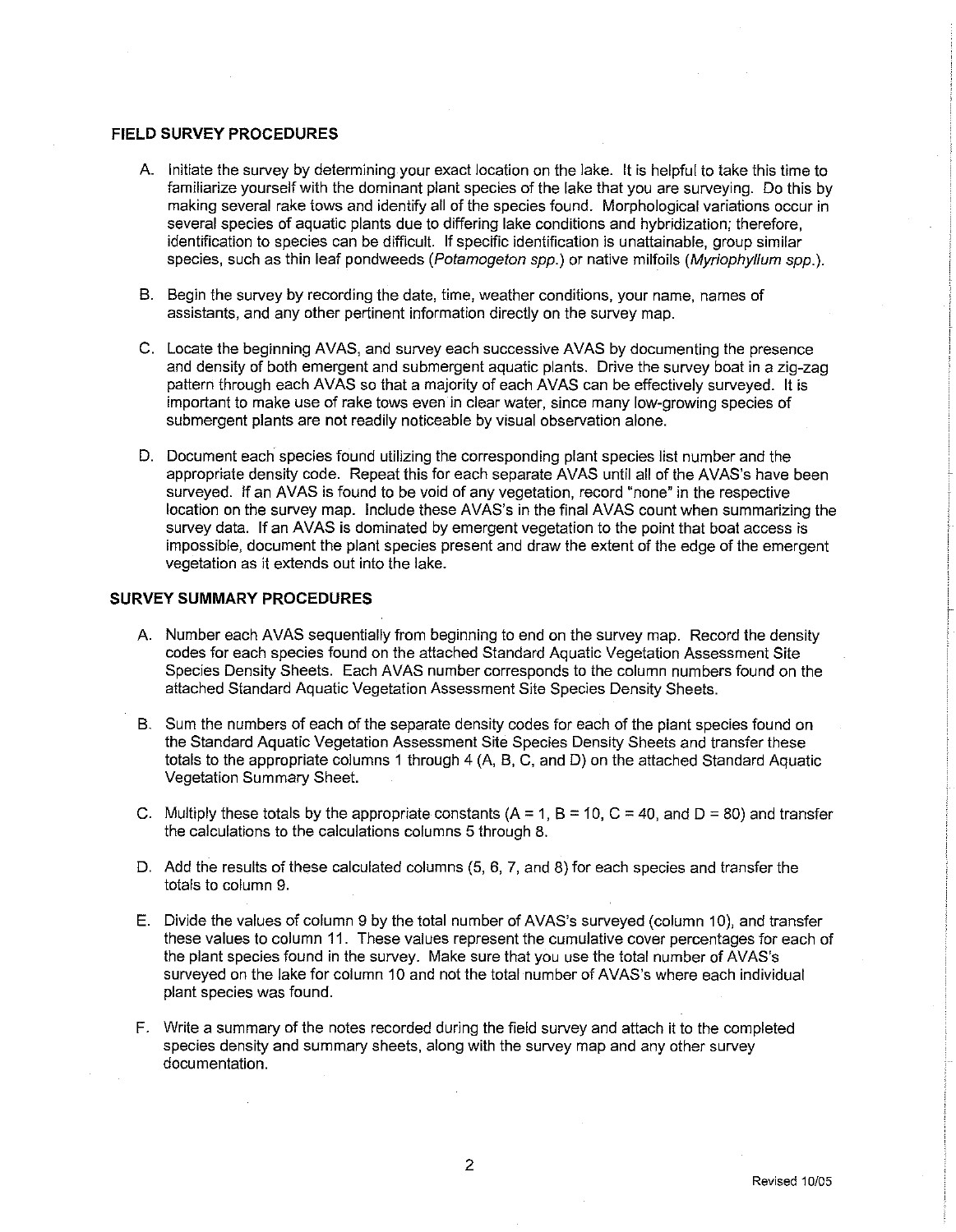### FIELD SURVEY PROCEDURES

A. Initiate the survey by determining your exact location on the lake. It is helpful to take this time to familiarize yourself with the dominant plant species of the lake that you are surveying. Do this by making several rake tows and identify all of the species found. Morphological variations occur in several species of aquatic plants due to differing lake conditions and hybridization; therefore, identification to species can be difficult. If specific identification is unattainable, group similar species, such as thin leaf pondweeds (*Potamogeton spp.*) or native milfoils (*Myriophyllum spp.*).

B. Begin the survey by recording the date, time, weather conditions, your name, names of assistants, and any other pertinent information directly on the survey map.

C. Locate the beginning AVAS, and survey each successive AVAS by documenting the presence and density of both emergent and submergent aquatic plants. Drive the survey boat in a zig-zag pattern through each AVAS so that a majority of each AVAS can be effectively surveyed. It is important to make use of rake tows even in clear water, since many low-growing species of submergent plants are not readily noticeable by visual observation alone.

D. Document each species found utilizing the corresponding plant species list number and the appropriate density code. Repeat this for each separate AVAS until all of the AVAS's have been surveyed. If an AVAS is found to be void of any vegetation, record "none" in the respective location on the survey map. Include these AVAS's in the final AVAS count when summarizing the survey data. If an AVAS is dominated by emergent vegetation to the point that boat access is impossible, document the plant species present and draw the extent of the edge of the emergent vegetation as it extends out into the lake.

### SURVEY SUMMARY PROCEDURES

A. Number each AVAS sequentially from beginning to end on the survey map. Record the density codes for each species found on the attached Standard Aquatic Vegetation Assessment Site Species Density Sheets. Each AVAS number corresponds to the column numbers found on the attached Standard Aquatic Vegetation Assessment Site Species Density Sheets.

B. Sum the numbers of each of the separate density codes for each of the plant species found on the Standard Aquatic Vegetation Assessment Site Species Density Sheets and transfer these totals to the appropriate columns 1 through 4 (A, B, C, and D) on the attached Standard Aquatic Vegetation Summary Sheet.

C. Multiply these totals by the appropriate constants (A = 1, B = 10, C = 40, and D = 80) and transfer the calculations to the calculations columns 5 through 8.

D. Add the results of these calculated columns (5, 6, 7, and 8) for each species and transfer the totals to column 9.

E. Divide the values of column 9 by the total number of AVAS's surveyed (column 10), and transfer these values to column 11. These values represent the cumulative cover percentages for each of the plant species found in the survey. Make sure that you use the total number of AVAS's surveyed on the lake for column 10 and not the total number of AVAS's where each individual plant species was found.

F. Write a summary of the notes recorded during the field survey and attach it to the completed species density and summary sheets, along with the survey map and any other survey documentation.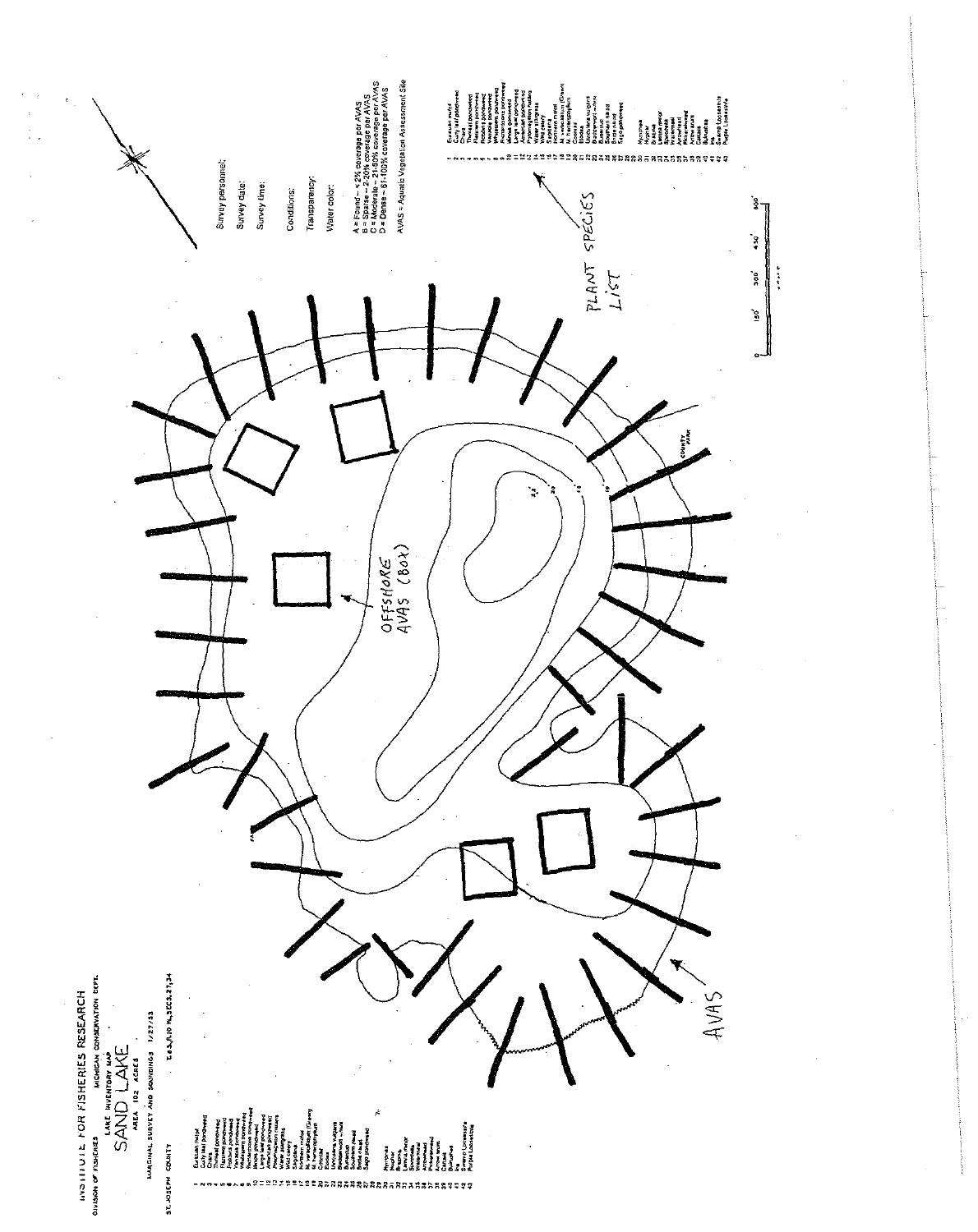INSTITUTE FOR FISHERIES RESEARCH

DIVISION OF FISHERIES — MICHIGAN CONSERVATION DEPT.

LAKE INVENTORY MAP

# SAND LAKE

AREA 102 ACRES

MARGINAL SURVEY AND SOUNDINGS 1/27/33

ST. JOSEPH COUNTY — T.6 S., R.10 W., SECS. 27, 34

1. Eurasian milfoil
2. Curly leaf pondweed
3. Chara
4. Thinleaf pondweed
5. Flatstem pondweed
6. Robbins pondweed
7. Variable pondweed
8. Whitestem pondweed
9. Richardsons pondweed
10. Illinois pondweed
11. Large leaf pondweed
12. American pondweed
13. Floatingleaf pondweed
14. Water stargrass
15. Wild celery
16. Sagittaria
17. Northern milfoil
18. M. verticillatum (Green)
19. M. heterophyllum
20. Coontail
21. Elodea
22. Utricularia vulgaris
23. Bladderwort - mini
24. Bulrush
25. Southern naiad
26. Brittle naiad
27. Sago pondweed
28.
29. Nymphaea
30. Nuphar
31. Brasenia
32. Lemna minor
33. Spirodela
34. Watermeal
35. Arrowhead
36. Pickerelweed
37. Arrow arum
38. Cattail
39. Bulrushes
40. Iris
41. Swamp Loosestrife
42. Purple Loosestrife

Survey personnel:

Survey date:

Survey time:

Conditions:

Transparency:

Water color:

A = Found - <2% coverage per AVAS
B = Sparse - 2-20% coverage per AVAS
C = Moderate - 21-60% coverage per AVAS
D = Dense - 61-100% coverage per AVAS

AVAS = Aquatic Vegetation Assessment Site

OFFSHORE AVAS (Box)

AVAS

PLANT SPECIES LIST

COUNTY PARK

22
20
15
10

0 150' 300' 450' 600'